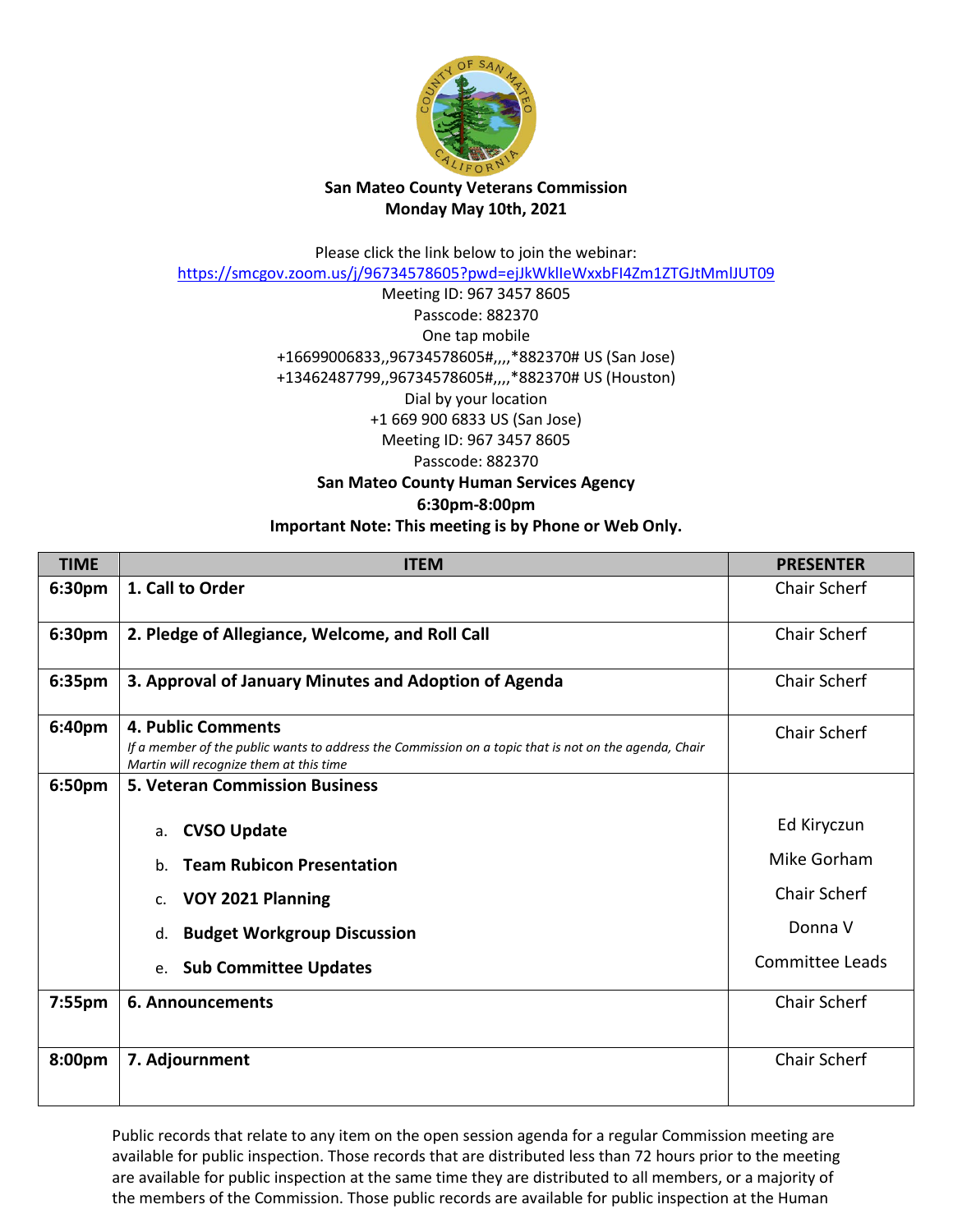**San Mateo County Veterans Commission**
**Monday May 10th, 2021**

Please click the link below to join the webinar:
https://smcgov.zoom.us/j/96734578605?pwd=ejJkWklIeWxxbFI4Zm1ZTGJtMmlJUT09
Meeting ID: 967 3457 8605
Passcode: 882370
One tap mobile
+16699006833,,96734578605#,,,,*882370# US (San Jose)
+13462487799,,96734578605#,,,,*882370# US (Houston)
Dial by your location
+1 669 900 6833 US (San Jose)
Meeting ID: 967 3457 8605
Passcode: 882370

**San Mateo County Human Services Agency**
**6:30pm-8:00pm**
**Important Note: This meeting is by Phone or Web Only.**

| TIME | ITEM | PRESENTER |
|---|---|---|
| **6:30pm** | **1. Call to Order** | Chair Scherf |
| **6:30pm** | **2. Pledge of Allegiance, Welcome, and Roll Call** | Chair Scherf |
| **6:35pm** | **3. Approval of January Minutes and Adoption of Agenda** | Chair Scherf |
| **6:40pm** | **4. Public Comments**<br>*If a member of the public wants to address the Commission on a topic that is not on the agenda, Chair Martin will recognize them at this time* | Chair Scherf |
| **6:50pm** | **5. Veteran Commission Business**<br>a. **CVSO Update**<br>b. **Team Rubicon Presentation**<br>c. **VOY 2021 Planning**<br>d. **Budget Workgroup Discussion**<br>e. **Sub Committee Updates** | <br>Ed Kiryczun<br>Mike Gorham<br>Chair Scherf<br>Donna V<br>Committee Leads |
| **7:55pm** | **6. Announcements** | Chair Scherf |
| **8:00pm** | **7. Adjournment** | Chair Scherf |

Public records that relate to any item on the open session agenda for a regular Commission meeting are available for public inspection. Those records that are distributed less than 72 hours prior to the meeting are available for public inspection at the same time they are distributed to all members, or a majority of the members of the Commission. Those public records are available for public inspection at the Human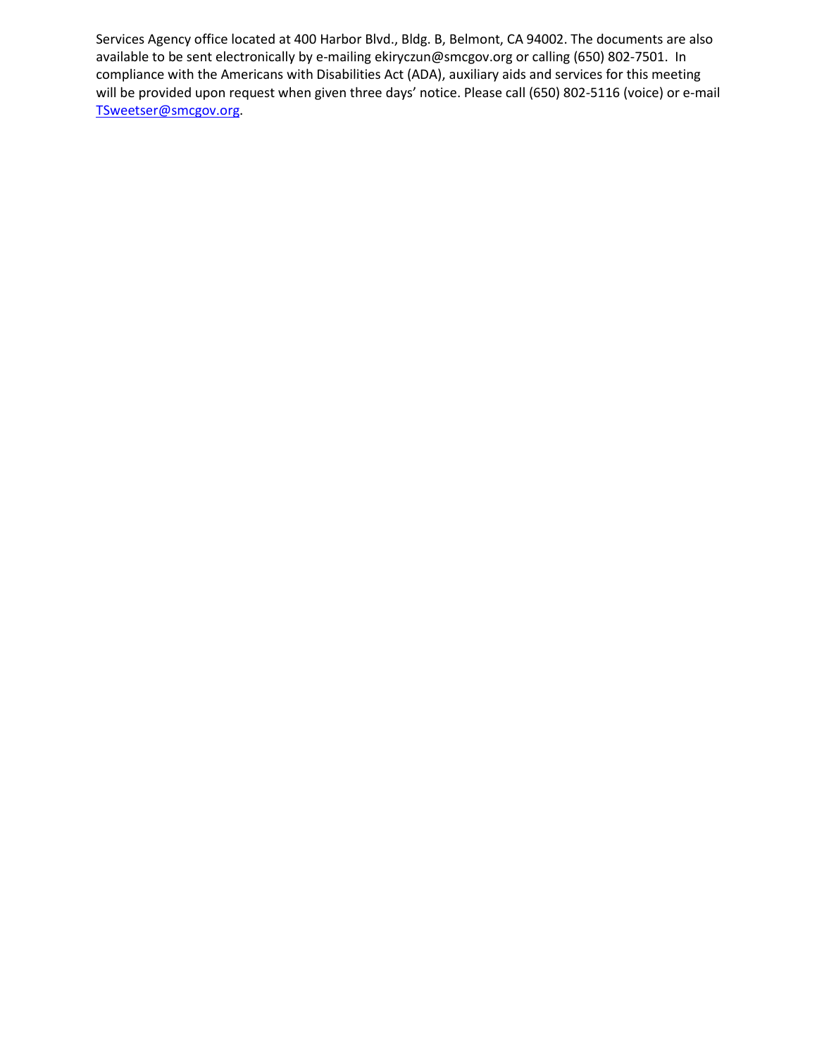Services Agency office located at 400 Harbor Blvd., Bldg. B, Belmont, CA 94002. The documents are also available to be sent electronically by e-mailing ekiryczun@smcgov.org or calling (650) 802-7501. In compliance with the Americans with Disabilities Act (ADA), auxiliary aids and services for this meeting will be provided upon request when given three days' notice. Please call (650) 802-5116 (voice) or e-mail TSweetser@smcgov.org.